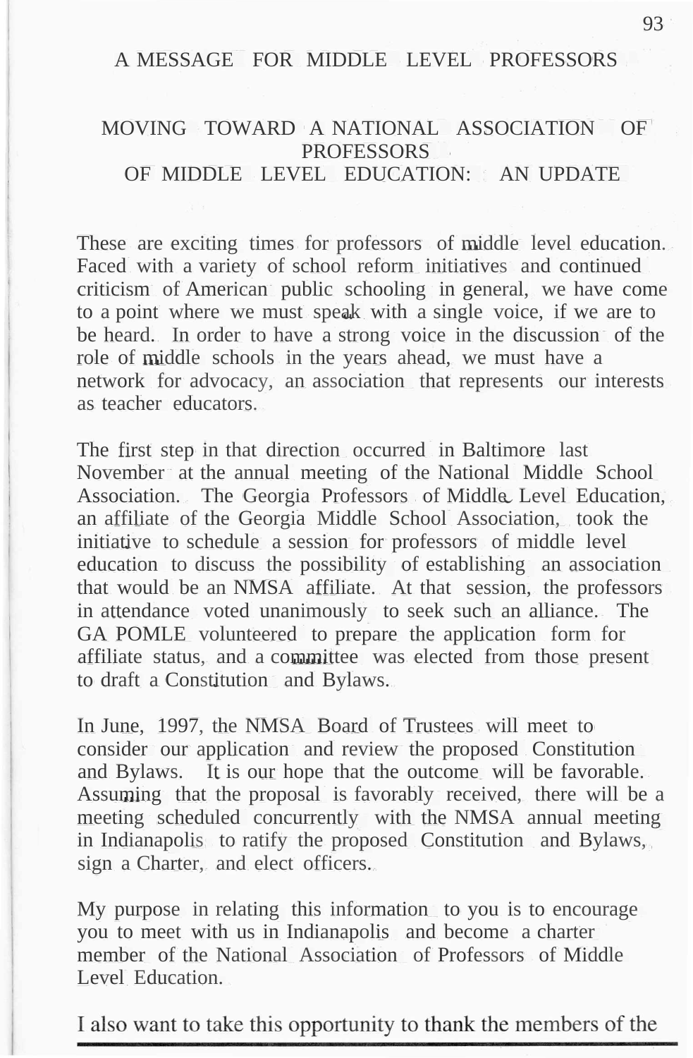# A MESSAGE FOR MIDDLE LEVEL PROFESSORS

## MOVING TOWARD A NATIONAL ASSOCIATION OF PROFESSORS OF MIDDLE LEVEL EDUCATION: AN UPDATE

These are exciting times for professors of middle level education. Faced with a variety of school reform initiatives and continued criticism of American public schooling in general, we have come to a point where we must speak with a single voice, if we are to be heard. In order to have a strong voice in the discussion of the role of middle schools in the years ahead, we must have a network for advocacy, an association that represents our interests as teacher educators.

The first step in that direction occurred in Baltimore last November at the annual meeting of the National Middle School Association. The Georgia Professors of Middle Level Education, an affiliate of the Georgia Middle School Association, took the initiative to schedule a session for professors of middle level education to discuss the possibility of establishing an association that would be an NMSA affiliate. At that session, the professors in attendance voted unanimously to seek such an alliance. The GA POMLE volunteered to prepare the application form for affiliate status, and a committee was elected from those present to draft a Constitution and Bylaws.

In June, 1997, the NMSA Board of Trustees will meet to consider our application and review the proposed Constitution and Bylaws. It is our hope that the outcome will be favorable. Assuming that the proposal is favorably received, there will be a meeting scheduled concurrently with the NMSA annual meeting in Indianapolis to ratify the proposed Constitution and Bylaws, sign a Charter, and elect officers.

My purpose in relating this information to you is to encourage you to meet with us in Indianapolis and become a charter member of the National Association of Professors of Middle Level Education.

I also want to take this opportunity to thank the members of the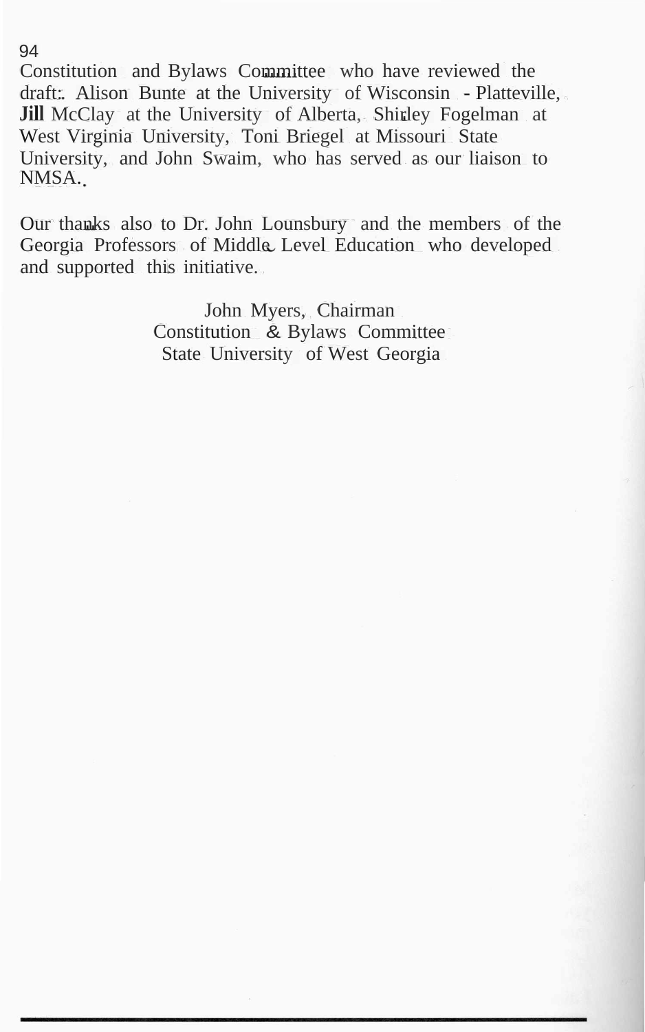Constitution and Bylaws Committee who have reviewed the draft: Alison Bunte at the University of Wisconsin - Platteville, Jill McClay at the University of Alberta, Shirley Fogelman at West Virginia University, Toni Briegel at Missouri State University, and John Swaim, who has served as our liaison to NMSA.

Our thanks also to Dr. John Lounsbury and the members of the Georgia Professors of Middle Level Education who developed and supported this initiative.

John Myers, Chairman
Constitution & Bylaws Committee
State University of West Georgia